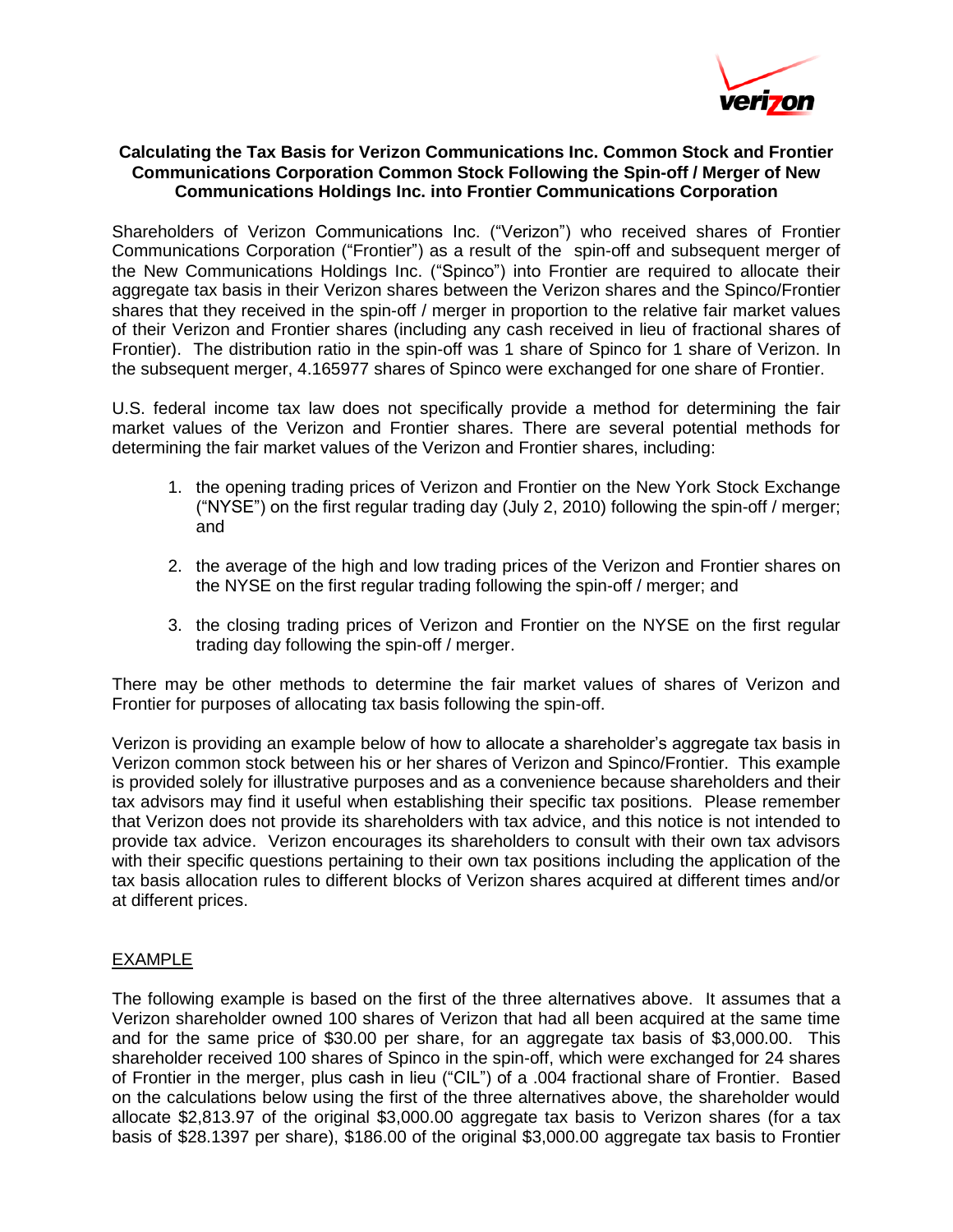**Calculating the Tax Basis for Verizon Communications Inc. Common Stock and Frontier Communications Corporation Common Stock Following the Spin-off / Merger of New Communications Holdings Inc. into Frontier Communications Corporation**

Shareholders of Verizon Communications Inc. ("Verizon") who received shares of Frontier Communications Corporation ("Frontier") as a result of the spin-off and subsequent merger of the New Communications Holdings Inc. ("Spinco") into Frontier are required to allocate their aggregate tax basis in their Verizon shares between the Verizon shares and the Spinco/Frontier shares that they received in the spin-off / merger in proportion to the relative fair market values of their Verizon and Frontier shares (including any cash received in lieu of fractional shares of Frontier). The distribution ratio in the spin-off was 1 share of Spinco for 1 share of Verizon. In the subsequent merger, 4.165977 shares of Spinco were exchanged for one share of Frontier.

U.S. federal income tax law does not specifically provide a method for determining the fair market values of the Verizon and Frontier shares. There are several potential methods for determining the fair market values of the Verizon and Frontier shares, including:

1. the opening trading prices of Verizon and Frontier on the New York Stock Exchange ("NYSE") on the first regular trading day (July 2, 2010) following the spin-off / merger; and

2. the average of the high and low trading prices of the Verizon and Frontier shares on the NYSE on the first regular trading following the spin-off / merger; and

3. the closing trading prices of Verizon and Frontier on the NYSE on the first regular trading day following the spin-off / merger.

There may be other methods to determine the fair market values of shares of Verizon and Frontier for purposes of allocating tax basis following the spin-off.

Verizon is providing an example below of how to allocate a shareholder's aggregate tax basis in Verizon common stock between his or her shares of Verizon and Spinco/Frontier. This example is provided solely for illustrative purposes and as a convenience because shareholders and their tax advisors may find it useful when establishing their specific tax positions. Please remember that Verizon does not provide its shareholders with tax advice, and this notice is not intended to provide tax advice. Verizon encourages its shareholders to consult with their own tax advisors with their specific questions pertaining to their own tax positions including the application of the tax basis allocation rules to different blocks of Verizon shares acquired at different times and/or at different prices.

## EXAMPLE

The following example is based on the first of the three alternatives above. It assumes that a Verizon shareholder owned 100 shares of Verizon that had all been acquired at the same time and for the same price of $30.00 per share, for an aggregate tax basis of $3,000.00. This shareholder received 100 shares of Spinco in the spin-off, which were exchanged for 24 shares of Frontier in the merger, plus cash in lieu ("CIL") of a .004 fractional share of Frontier. Based on the calculations below using the first of the three alternatives above, the shareholder would allocate $2,813.97 of the original $3,000.00 aggregate tax basis to Verizon shares (for a tax basis of $28.1397 per share), $186.00 of the original $3,000.00 aggregate tax basis to Frontier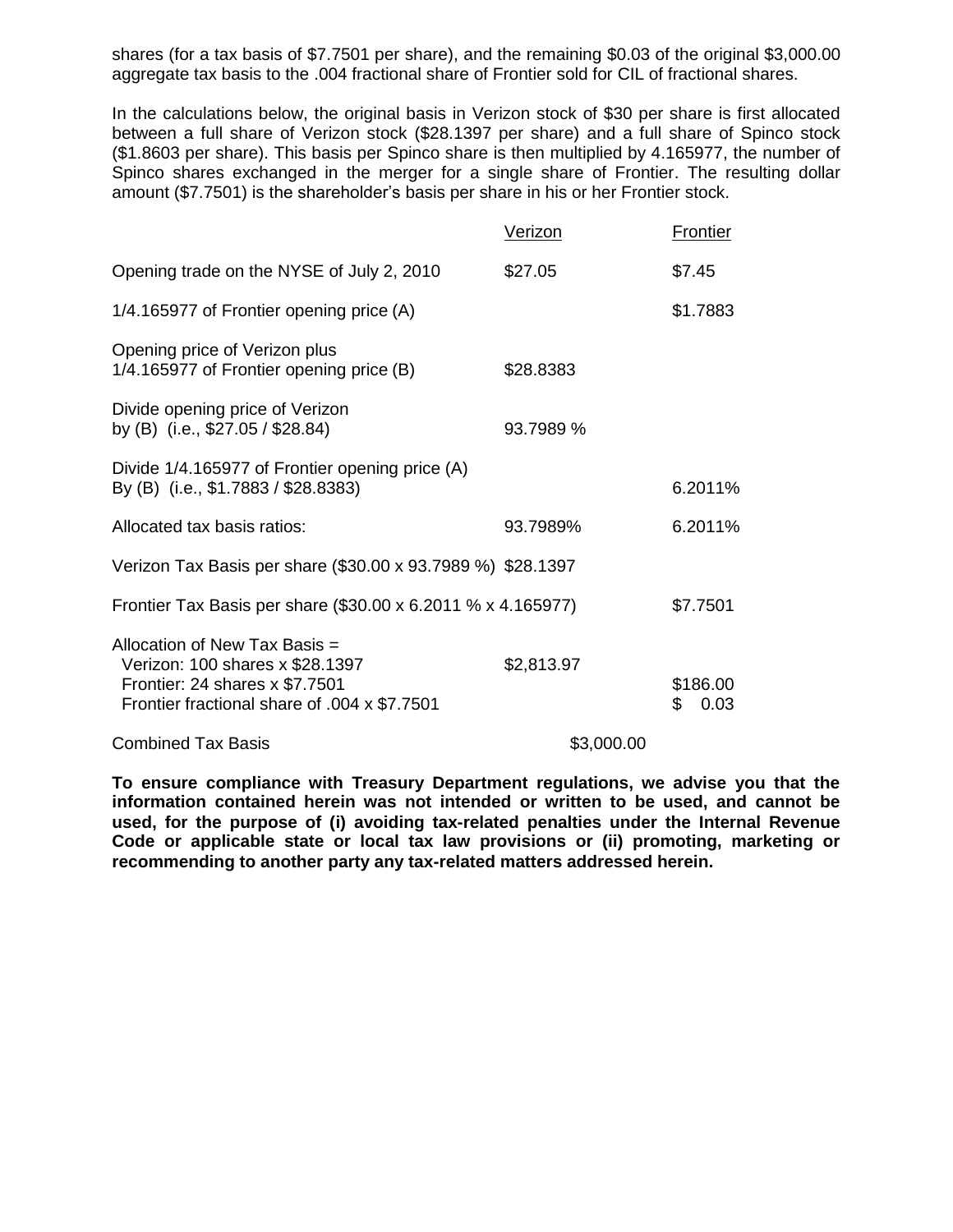shares (for a tax basis of \$7.7501 per share), and the remaining \$0.03 of the original \$3,000.00 aggregate tax basis to the .004 fractional share of Frontier sold for CIL of fractional shares.

In the calculations below, the original basis in Verizon stock of \$30 per share is first allocated between a full share of Verizon stock (\$28.1397 per share) and a full share of Spinco stock (\$1.8603 per share). This basis per Spinco share is then multiplied by 4.165977, the number of Spinco shares exchanged in the merger for a single share of Frontier. The resulting dollar amount (\$7.7501) is the shareholder's basis per share in his or her Frontier stock.

| | Verizon | Frontier |
|---|---|---|
| Opening trade on the NYSE of July 2, 2010 | \$27.05 | \$7.45 |
| 1/4.165977 of Frontier opening price (A) | | \$1.7883 |
| Opening price of Verizon plus 1/4.165977 of Frontier opening price (B) | \$28.8383 | |
| Divide opening price of Verizon by (B) (i.e., \$27.05 / \$28.84) | 93.7989 % | |
| Divide 1/4.165977 of Frontier opening price (A) By (B) (i.e., \$1.7883 / \$28.8383) | | 6.2011% |
| Allocated tax basis ratios: | 93.7989% | 6.2011% |
| Verizon Tax Basis per share (\$30.00 x 93.7989 %) | \$28.1397 | |
| Frontier Tax Basis per share (\$30.00 x 6.2011 % x 4.165977) | | \$7.7501 |
| Allocation of New Tax Basis = | | |
| Verizon: 100 shares x \$28.1397 | \$2,813.97 | |
| Frontier: 24 shares x \$7.7501 | | \$186.00 |
| Frontier fractional share of .004 x \$7.7501 | | \$ 0.03 |
| Combined Tax Basis | \$3,000.00 | |

**To ensure compliance with Treasury Department regulations, we advise you that the information contained herein was not intended or written to be used, and cannot be used, for the purpose of (i) avoiding tax-related penalties under the Internal Revenue Code or applicable state or local tax law provisions or (ii) promoting, marketing or recommending to another party any tax-related matters addressed herein.**